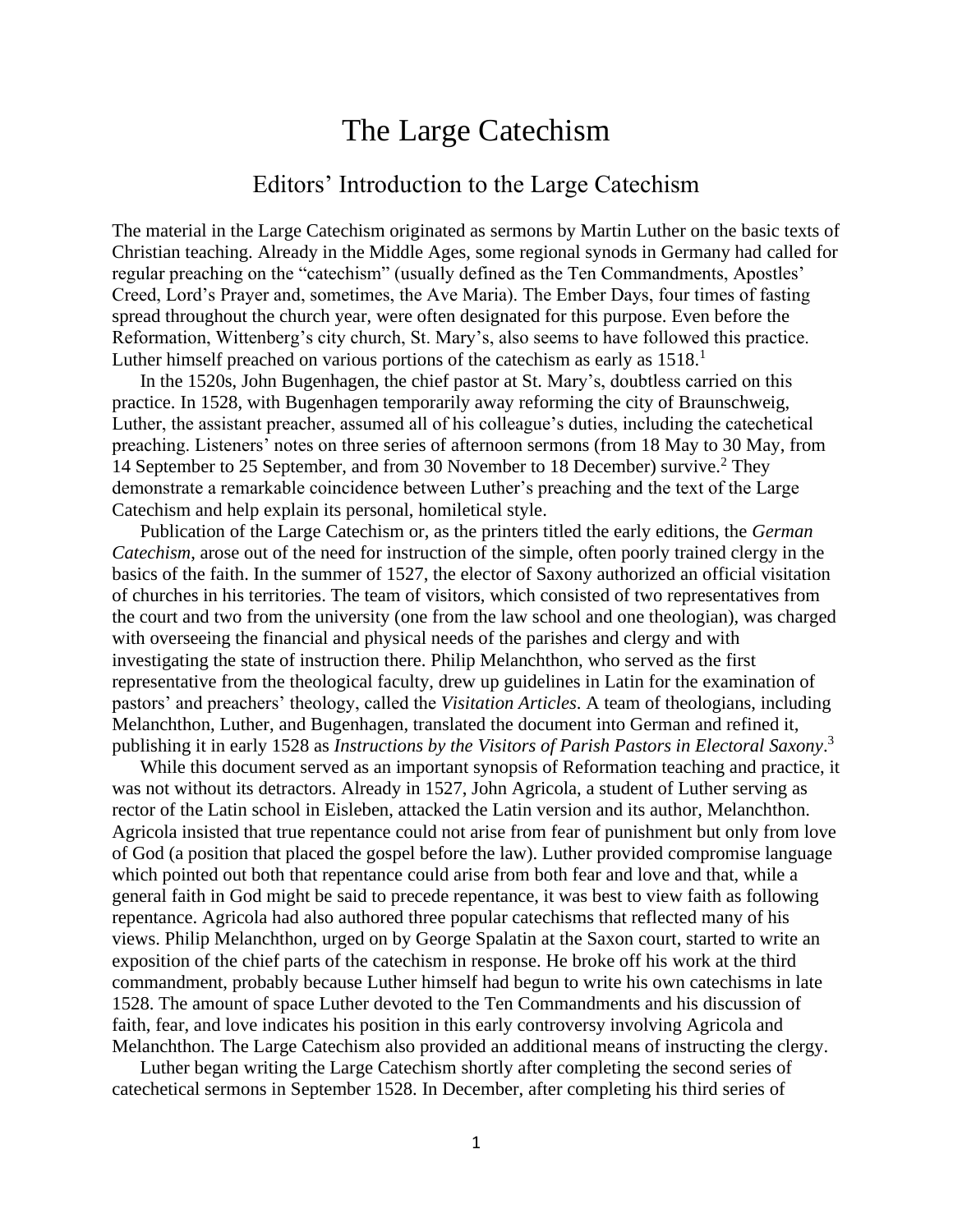# The Large Catechism

## Editors' Introduction to the Large Catechism

The material in the Large Catechism originated as sermons by Martin Luther on the basic texts of Christian teaching. Already in the Middle Ages, some regional synods in Germany had called for regular preaching on the "catechism" (usually defined as the Ten Commandments, Apostles' Creed, Lord's Prayer and, sometimes, the Ave Maria). The Ember Days, four times of fasting spread throughout the church year, were often designated for this purpose. Even before the Reformation, Wittenberg's city church, St. Mary's, also seems to have followed this practice. Luther himself preached on various portions of the catechism as early as 1518.[1]

In the 1520s, John Bugenhagen, the chief pastor at St. Mary's, doubtless carried on this practice. In 1528, with Bugenhagen temporarily away reforming the city of Braunschweig, Luther, the assistant preacher, assumed all of his colleague's duties, including the catechetical preaching. Listeners' notes on three series of afternoon sermons (from 18 May to 30 May, from 14 September to 25 September, and from 30 November to 18 December) survive.[2] They demonstrate a remarkable coincidence between Luther's preaching and the text of the Large Catechism and help explain its personal, homiletical style.

Publication of the Large Catechism or, as the printers titled the early editions, the *German Catechism*, arose out of the need for instruction of the simple, often poorly trained clergy in the basics of the faith. In the summer of 1527, the elector of Saxony authorized an official visitation of churches in his territories. The team of visitors, which consisted of two representatives from the court and two from the university (one from the law school and one theologian), was charged with overseeing the financial and physical needs of the parishes and clergy and with investigating the state of instruction there. Philip Melanchthon, who served as the first representative from the theological faculty, drew up guidelines in Latin for the examination of pastors' and preachers' theology, called the *Visitation Articles*. A team of theologians, including Melanchthon, Luther, and Bugenhagen, translated the document into German and refined it, publishing it in early 1528 as *Instructions by the Visitors of Parish Pastors in Electoral Saxony*.[3]

While this document served as an important synopsis of Reformation teaching and practice, it was not without its detractors. Already in 1527, John Agricola, a student of Luther serving as rector of the Latin school in Eisleben, attacked the Latin version and its author, Melanchthon. Agricola insisted that true repentance could not arise from fear of punishment but only from love of God (a position that placed the gospel before the law). Luther provided compromise language which pointed out both that repentance could arise from both fear and love and that, while a general faith in God might be said to precede repentance, it was best to view faith as following repentance. Agricola had also authored three popular catechisms that reflected many of his views. Philip Melanchthon, urged on by George Spalatin at the Saxon court, started to write an exposition of the chief parts of the catechism in response. He broke off his work at the third commandment, probably because Luther himself had begun to write his own catechisms in late 1528. The amount of space Luther devoted to the Ten Commandments and his discussion of faith, fear, and love indicates his position in this early controversy involving Agricola and Melanchthon. The Large Catechism also provided an additional means of instructing the clergy.

Luther began writing the Large Catechism shortly after completing the second series of catechetical sermons in September 1528. In December, after completing his third series of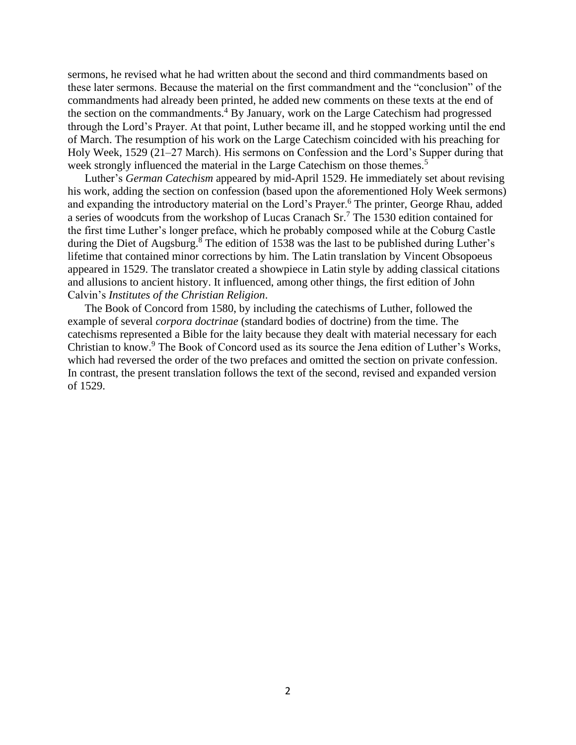sermons, he revised what he had written about the second and third commandments based on these later sermons. Because the material on the first commandment and the "conclusion" of the commandments had already been printed, he added new comments on these texts at the end of the section on the commandments.[4] By January, work on the Large Catechism had progressed through the Lord's Prayer. At that point, Luther became ill, and he stopped working until the end of March. The resumption of his work on the Large Catechism coincided with his preaching for Holy Week, 1529 (21–27 March). His sermons on Confession and the Lord's Supper during that week strongly influenced the material in the Large Catechism on those themes.[5]

Luther's *German Catechism* appeared by mid-April 1529. He immediately set about revising his work, adding the section on confession (based upon the aforementioned Holy Week sermons) and expanding the introductory material on the Lord's Prayer.[6] The printer, George Rhau, added a series of woodcuts from the workshop of Lucas Cranach Sr.[7] The 1530 edition contained for the first time Luther's longer preface, which he probably composed while at the Coburg Castle during the Diet of Augsburg.[8] The edition of 1538 was the last to be published during Luther's lifetime that contained minor corrections by him. The Latin translation by Vincent Obsopoeus appeared in 1529. The translator created a showpiece in Latin style by adding classical citations and allusions to ancient history. It influenced, among other things, the first edition of John Calvin's *Institutes of the Christian Religion*.

The Book of Concord from 1580, by including the catechisms of Luther, followed the example of several *corpora doctrinae* (standard bodies of doctrine) from the time. The catechisms represented a Bible for the laity because they dealt with material necessary for each Christian to know.[9] The Book of Concord used as its source the Jena edition of Luther's Works, which had reversed the order of the two prefaces and omitted the section on private confession. In contrast, the present translation follows the text of the second, revised and expanded version of 1529.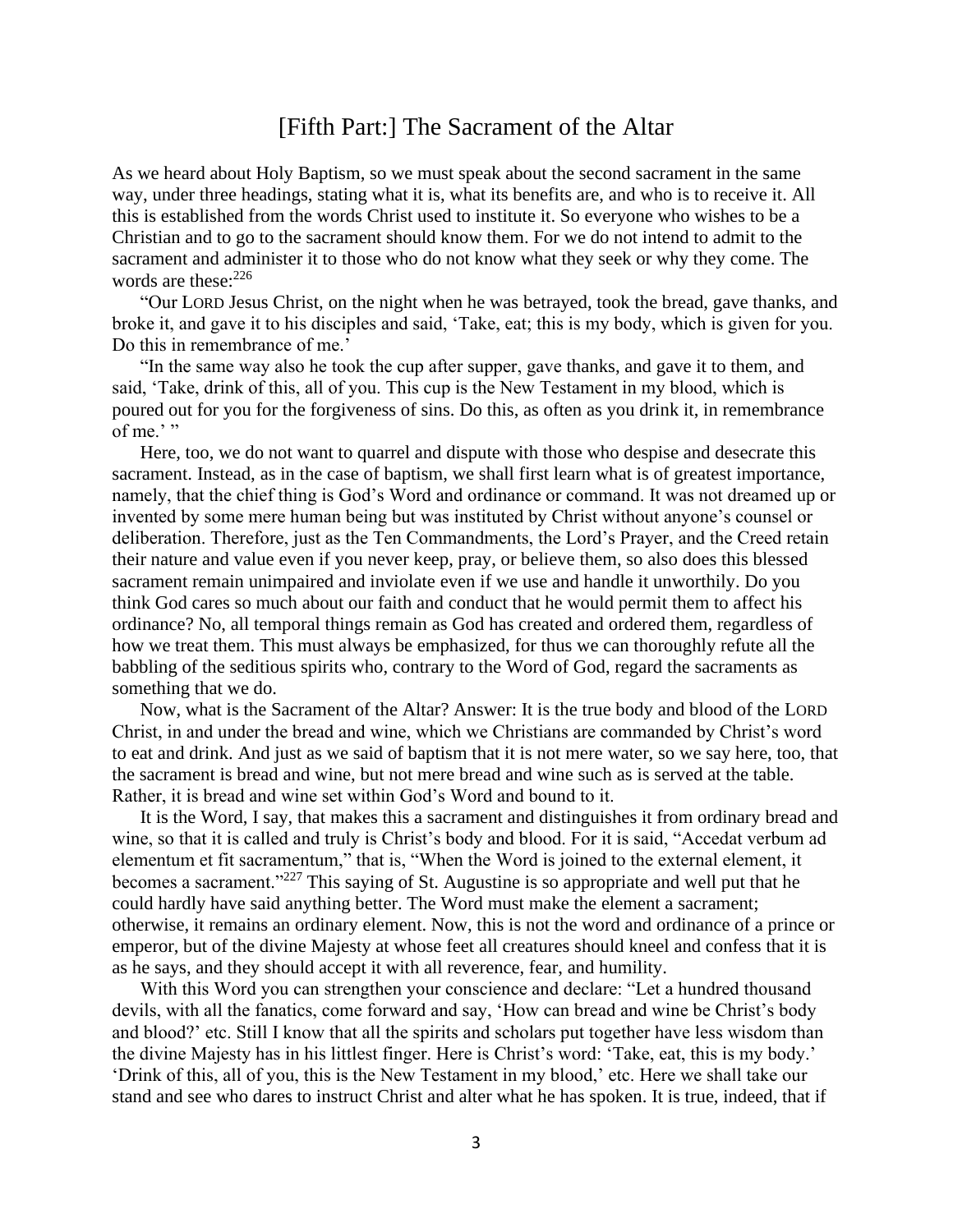# [Fifth Part:] The Sacrament of the Altar

As we heard about Holy Baptism, so we must speak about the second sacrament in the same way, under three headings, stating what it is, what its benefits are, and who is to receive it. All this is established from the words Christ used to institute it. So everyone who wishes to be a Christian and to go to the sacrament should know them. For we do not intend to admit to the sacrament and administer it to those who do not know what they seek or why they come. The words are these:[226]

"Our LORD Jesus Christ, on the night when he was betrayed, took the bread, gave thanks, and broke it, and gave it to his disciples and said, 'Take, eat; this is my body, which is given for you. Do this in remembrance of me.'

"In the same way also he took the cup after supper, gave thanks, and gave it to them, and said, 'Take, drink of this, all of you. This cup is the New Testament in my blood, which is poured out for you for the forgiveness of sins. Do this, as often as you drink it, in remembrance of me.' "

Here, too, we do not want to quarrel and dispute with those who despise and desecrate this sacrament. Instead, as in the case of baptism, we shall first learn what is of greatest importance, namely, that the chief thing is God's Word and ordinance or command. It was not dreamed up or invented by some mere human being but was instituted by Christ without anyone's counsel or deliberation. Therefore, just as the Ten Commandments, the Lord's Prayer, and the Creed retain their nature and value even if you never keep, pray, or believe them, so also does this blessed sacrament remain unimpaired and inviolate even if we use and handle it unworthily. Do you think God cares so much about our faith and conduct that he would permit them to affect his ordinance? No, all temporal things remain as God has created and ordered them, regardless of how we treat them. This must always be emphasized, for thus we can thoroughly refute all the babbling of the seditious spirits who, contrary to the Word of God, regard the sacraments as something that we do.

Now, what is the Sacrament of the Altar? Answer: It is the true body and blood of the LORD Christ, in and under the bread and wine, which we Christians are commanded by Christ's word to eat and drink. And just as we said of baptism that it is not mere water, so we say here, too, that the sacrament is bread and wine, but not mere bread and wine such as is served at the table. Rather, it is bread and wine set within God's Word and bound to it.

It is the Word, I say, that makes this a sacrament and distinguishes it from ordinary bread and wine, so that it is called and truly is Christ's body and blood. For it is said, "Accedat verbum ad elementum et fit sacramentum," that is, "When the Word is joined to the external element, it becomes a sacrament."[227] This saying of St. Augustine is so appropriate and well put that he could hardly have said anything better. The Word must make the element a sacrament; otherwise, it remains an ordinary element. Now, this is not the word and ordinance of a prince or emperor, but of the divine Majesty at whose feet all creatures should kneel and confess that it is as he says, and they should accept it with all reverence, fear, and humility.

With this Word you can strengthen your conscience and declare: "Let a hundred thousand devils, with all the fanatics, come forward and say, 'How can bread and wine be Christ's body and blood?' etc. Still I know that all the spirits and scholars put together have less wisdom than the divine Majesty has in his littlest finger. Here is Christ's word: 'Take, eat, this is my body.' 'Drink of this, all of you, this is the New Testament in my blood,' etc. Here we shall take our stand and see who dares to instruct Christ and alter what he has spoken. It is true, indeed, that if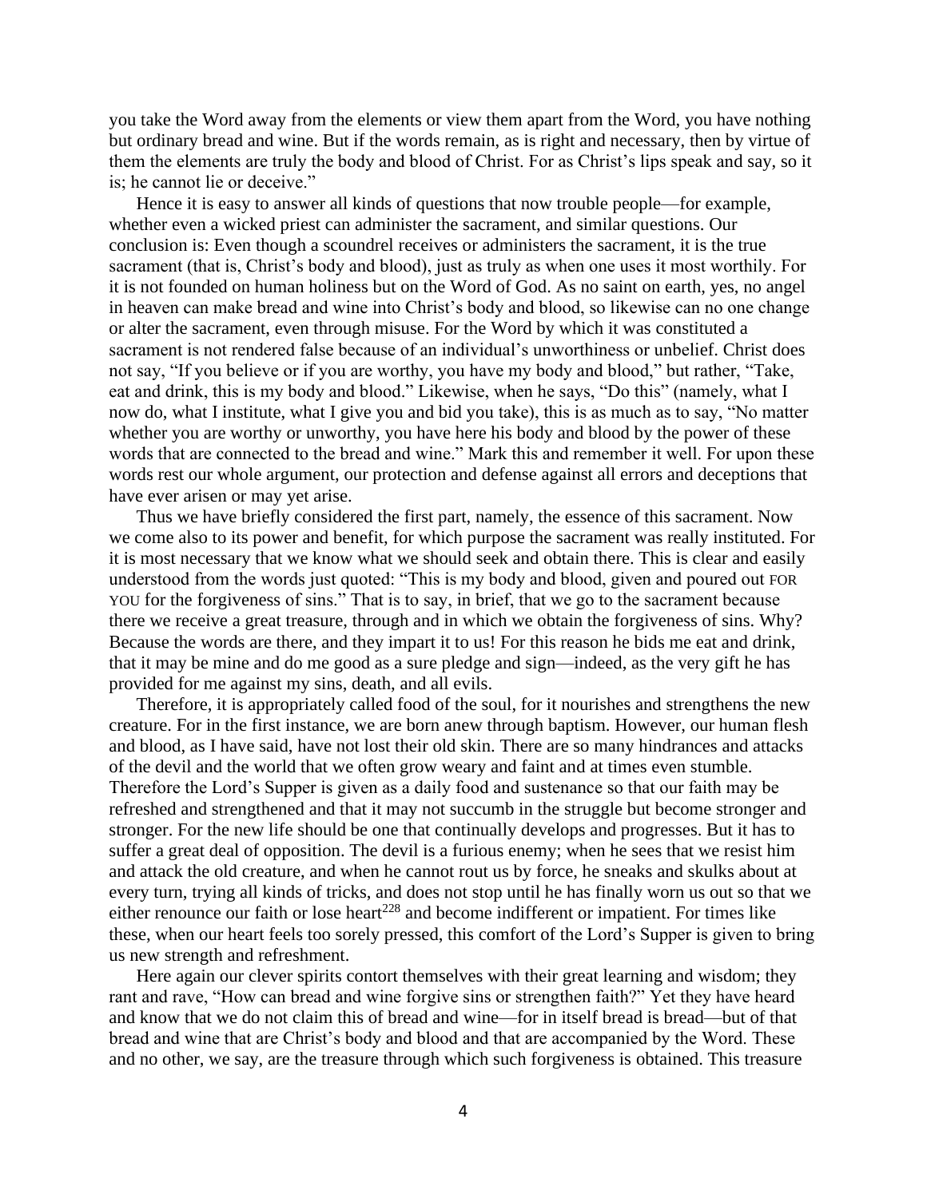you take the Word away from the elements or view them apart from the Word, you have nothing but ordinary bread and wine. But if the words remain, as is right and necessary, then by virtue of them the elements are truly the body and blood of Christ. For as Christ's lips speak and say, so it is; he cannot lie or deceive."

Hence it is easy to answer all kinds of questions that now trouble people—for example, whether even a wicked priest can administer the sacrament, and similar questions. Our conclusion is: Even though a scoundrel receives or administers the sacrament, it is the true sacrament (that is, Christ's body and blood), just as truly as when one uses it most worthily. For it is not founded on human holiness but on the Word of God. As no saint on earth, yes, no angel in heaven can make bread and wine into Christ's body and blood, so likewise can no one change or alter the sacrament, even through misuse. For the Word by which it was constituted a sacrament is not rendered false because of an individual's unworthiness or unbelief. Christ does not say, "If you believe or if you are worthy, you have my body and blood," but rather, "Take, eat and drink, this is my body and blood." Likewise, when he says, "Do this" (namely, what I now do, what I institute, what I give you and bid you take), this is as much as to say, "No matter whether you are worthy or unworthy, you have here his body and blood by the power of these words that are connected to the bread and wine." Mark this and remember it well. For upon these words rest our whole argument, our protection and defense against all errors and deceptions that have ever arisen or may yet arise.

Thus we have briefly considered the first part, namely, the essence of this sacrament. Now we come also to its power and benefit, for which purpose the sacrament was really instituted. For it is most necessary that we know what we should seek and obtain there. This is clear and easily understood from the words just quoted: "This is my body and blood, given and poured out FOR YOU for the forgiveness of sins." That is to say, in brief, that we go to the sacrament because there we receive a great treasure, through and in which we obtain the forgiveness of sins. Why? Because the words are there, and they impart it to us! For this reason he bids me eat and drink, that it may be mine and do me good as a sure pledge and sign—indeed, as the very gift he has provided for me against my sins, death, and all evils.

Therefore, it is appropriately called food of the soul, for it nourishes and strengthens the new creature. For in the first instance, we are born anew through baptism. However, our human flesh and blood, as I have said, have not lost their old skin. There are so many hindrances and attacks of the devil and the world that we often grow weary and faint and at times even stumble. Therefore the Lord's Supper is given as a daily food and sustenance so that our faith may be refreshed and strengthened and that it may not succumb in the struggle but become stronger and stronger. For the new life should be one that continually develops and progresses. But it has to suffer a great deal of opposition. The devil is a furious enemy; when he sees that we resist him and attack the old creature, and when he cannot rout us by force, he sneaks and skulks about at every turn, trying all kinds of tricks, and does not stop until he has finally worn us out so that we either renounce our faith or lose heart[228] and become indifferent or impatient. For times like these, when our heart feels too sorely pressed, this comfort of the Lord's Supper is given to bring us new strength and refreshment.

Here again our clever spirits contort themselves with their great learning and wisdom; they rant and rave, "How can bread and wine forgive sins or strengthen faith?" Yet they have heard and know that we do not claim this of bread and wine—for in itself bread is bread—but of that bread and wine that are Christ's body and blood and that are accompanied by the Word. These and no other, we say, are the treasure through which such forgiveness is obtained. This treasure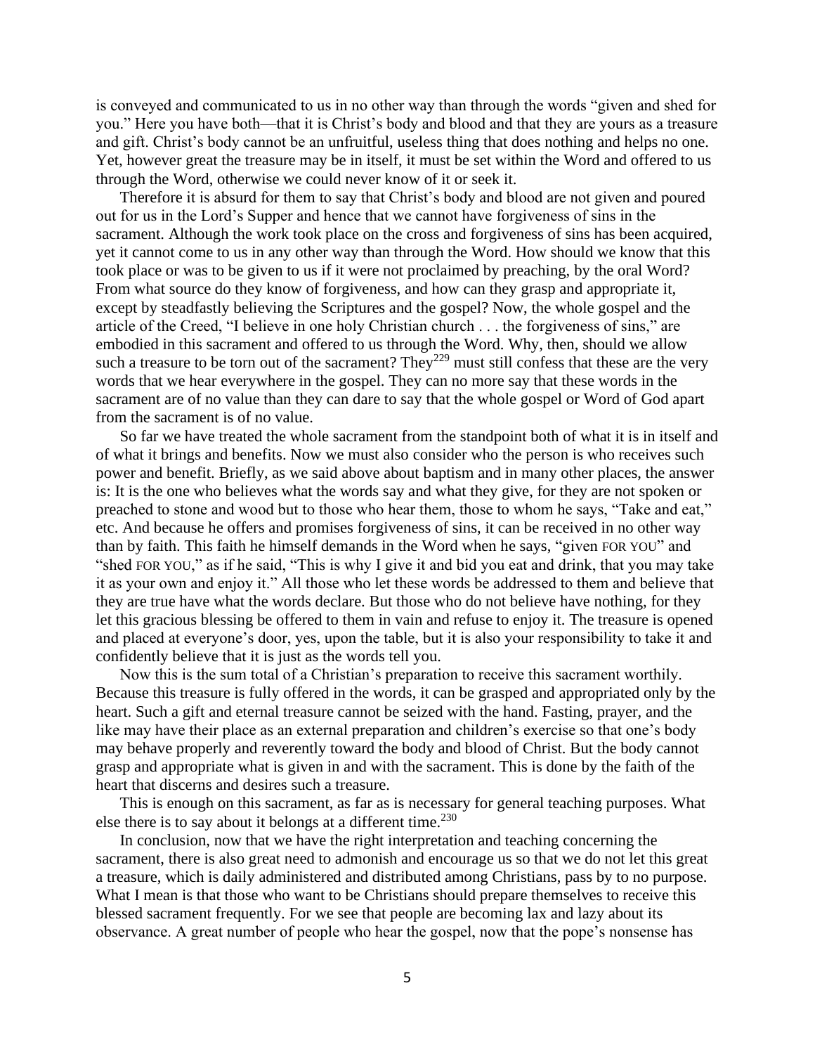is conveyed and communicated to us in no other way than through the words "given and shed for you." Here you have both—that it is Christ's body and blood and that they are yours as a treasure and gift. Christ's body cannot be an unfruitful, useless thing that does nothing and helps no one. Yet, however great the treasure may be in itself, it must be set within the Word and offered to us through the Word, otherwise we could never know of it or seek it.

Therefore it is absurd for them to say that Christ's body and blood are not given and poured out for us in the Lord's Supper and hence that we cannot have forgiveness of sins in the sacrament. Although the work took place on the cross and forgiveness of sins has been acquired, yet it cannot come to us in any other way than through the Word. How should we know that this took place or was to be given to us if it were not proclaimed by preaching, by the oral Word? From what source do they know of forgiveness, and how can they grasp and appropriate it, except by steadfastly believing the Scriptures and the gospel? Now, the whole gospel and the article of the Creed, "I believe in one holy Christian church . . . the forgiveness of sins," are embodied in this sacrament and offered to us through the Word. Why, then, should we allow such a treasure to be torn out of the sacrament? They[229] must still confess that these are the very words that we hear everywhere in the gospel. They can no more say that these words in the sacrament are of no value than they can dare to say that the whole gospel or Word of God apart from the sacrament is of no value.

So far we have treated the whole sacrament from the standpoint both of what it is in itself and of what it brings and benefits. Now we must also consider who the person is who receives such power and benefit. Briefly, as we said above about baptism and in many other places, the answer is: It is the one who believes what the words say and what they give, for they are not spoken or preached to stone and wood but to those who hear them, those to whom he says, "Take and eat," etc. And because he offers and promises forgiveness of sins, it can be received in no other way than by faith. This faith he himself demands in the Word when he says, "given FOR YOU" and "shed FOR YOU," as if he said, "This is why I give it and bid you eat and drink, that you may take it as your own and enjoy it." All those who let these words be addressed to them and believe that they are true have what the words declare. But those who do not believe have nothing, for they let this gracious blessing be offered to them in vain and refuse to enjoy it. The treasure is opened and placed at everyone's door, yes, upon the table, but it is also your responsibility to take it and confidently believe that it is just as the words tell you.

Now this is the sum total of a Christian's preparation to receive this sacrament worthily. Because this treasure is fully offered in the words, it can be grasped and appropriated only by the heart. Such a gift and eternal treasure cannot be seized with the hand. Fasting, prayer, and the like may have their place as an external preparation and children's exercise so that one's body may behave properly and reverently toward the body and blood of Christ. But the body cannot grasp and appropriate what is given in and with the sacrament. This is done by the faith of the heart that discerns and desires such a treasure.

This is enough on this sacrament, as far as is necessary for general teaching purposes. What else there is to say about it belongs at a different time.[230]

In conclusion, now that we have the right interpretation and teaching concerning the sacrament, there is also great need to admonish and encourage us so that we do not let this great a treasure, which is daily administered and distributed among Christians, pass by to no purpose. What I mean is that those who want to be Christians should prepare themselves to receive this blessed sacrament frequently. For we see that people are becoming lax and lazy about its observance. A great number of people who hear the gospel, now that the pope's nonsense has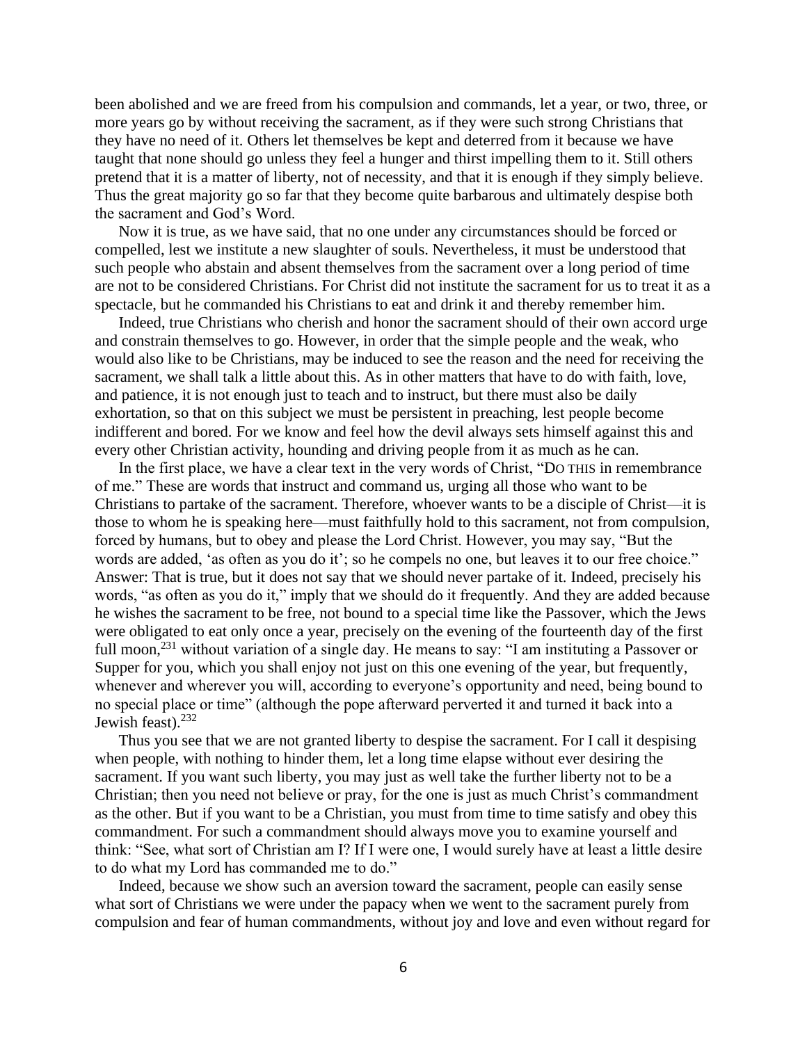been abolished and we are freed from his compulsion and commands, let a year, or two, three, or more years go by without receiving the sacrament, as if they were such strong Christians that they have no need of it. Others let themselves be kept and deterred from it because we have taught that none should go unless they feel a hunger and thirst impelling them to it. Still others pretend that it is a matter of liberty, not of necessity, and that it is enough if they simply believe. Thus the great majority go so far that they become quite barbarous and ultimately despise both the sacrament and God's Word.

Now it is true, as we have said, that no one under any circumstances should be forced or compelled, lest we institute a new slaughter of souls. Nevertheless, it must be understood that such people who abstain and absent themselves from the sacrament over a long period of time are not to be considered Christians. For Christ did not institute the sacrament for us to treat it as a spectacle, but he commanded his Christians to eat and drink it and thereby remember him.

Indeed, true Christians who cherish and honor the sacrament should of their own accord urge and constrain themselves to go. However, in order that the simple people and the weak, who would also like to be Christians, may be induced to see the reason and the need for receiving the sacrament, we shall talk a little about this. As in other matters that have to do with faith, love, and patience, it is not enough just to teach and to instruct, but there must also be daily exhortation, so that on this subject we must be persistent in preaching, lest people become indifferent and bored. For we know and feel how the devil always sets himself against this and every other Christian activity, hounding and driving people from it as much as he can.

In the first place, we have a clear text in the very words of Christ, "DO THIS in remembrance of me." These are words that instruct and command us, urging all those who want to be Christians to partake of the sacrament. Therefore, whoever wants to be a disciple of Christ—it is those to whom he is speaking here—must faithfully hold to this sacrament, not from compulsion, forced by humans, but to obey and please the Lord Christ. However, you may say, "But the words are added, 'as often as you do it'; so he compels no one, but leaves it to our free choice." Answer: That is true, but it does not say that we should never partake of it. Indeed, precisely his words, "as often as you do it," imply that we should do it frequently. And they are added because he wishes the sacrament to be free, not bound to a special time like the Passover, which the Jews were obligated to eat only once a year, precisely on the evening of the fourteenth day of the first full moon,[231] without variation of a single day. He means to say: "I am instituting a Passover or Supper for you, which you shall enjoy not just on this one evening of the year, but frequently, whenever and wherever you will, according to everyone's opportunity and need, being bound to no special place or time" (although the pope afterward perverted it and turned it back into a Jewish feast).[232]

Thus you see that we are not granted liberty to despise the sacrament. For I call it despising when people, with nothing to hinder them, let a long time elapse without ever desiring the sacrament. If you want such liberty, you may just as well take the further liberty not to be a Christian; then you need not believe or pray, for the one is just as much Christ's commandment as the other. But if you want to be a Christian, you must from time to time satisfy and obey this commandment. For such a commandment should always move you to examine yourself and think: "See, what sort of Christian am I? If I were one, I would surely have at least a little desire to do what my Lord has commanded me to do."

Indeed, because we show such an aversion toward the sacrament, people can easily sense what sort of Christians we were under the papacy when we went to the sacrament purely from compulsion and fear of human commandments, without joy and love and even without regard for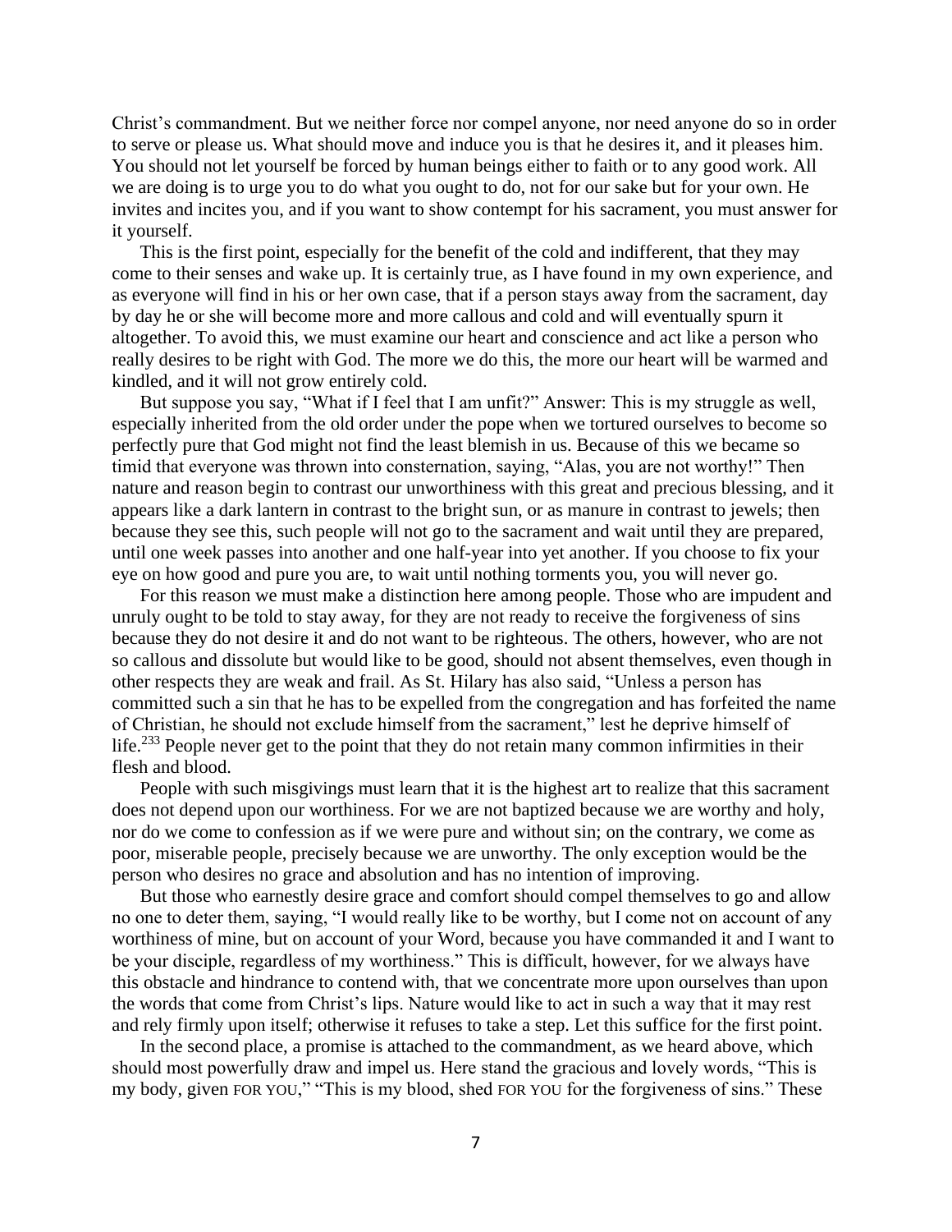Christ's commandment. But we neither force nor compel anyone, nor need anyone do so in order to serve or please us. What should move and induce you is that he desires it, and it pleases him. You should not let yourself be forced by human beings either to faith or to any good work. All we are doing is to urge you to do what you ought to do, not for our sake but for your own. He invites and incites you, and if you want to show contempt for his sacrament, you must answer for it yourself.

This is the first point, especially for the benefit of the cold and indifferent, that they may come to their senses and wake up. It is certainly true, as I have found in my own experience, and as everyone will find in his or her own case, that if a person stays away from the sacrament, day by day he or she will become more and more callous and cold and will eventually spurn it altogether. To avoid this, we must examine our heart and conscience and act like a person who really desires to be right with God. The more we do this, the more our heart will be warmed and kindled, and it will not grow entirely cold.

But suppose you say, "What if I feel that I am unfit?" Answer: This is my struggle as well, especially inherited from the old order under the pope when we tortured ourselves to become so perfectly pure that God might not find the least blemish in us. Because of this we became so timid that everyone was thrown into consternation, saying, "Alas, you are not worthy!" Then nature and reason begin to contrast our unworthiness with this great and precious blessing, and it appears like a dark lantern in contrast to the bright sun, or as manure in contrast to jewels; then because they see this, such people will not go to the sacrament and wait until they are prepared, until one week passes into another and one half-year into yet another. If you choose to fix your eye on how good and pure you are, to wait until nothing torments you, you will never go.

For this reason we must make a distinction here among people. Those who are impudent and unruly ought to be told to stay away, for they are not ready to receive the forgiveness of sins because they do not desire it and do not want to be righteous. The others, however, who are not so callous and dissolute but would like to be good, should not absent themselves, even though in other respects they are weak and frail. As St. Hilary has also said, "Unless a person has committed such a sin that he has to be expelled from the congregation and has forfeited the name of Christian, he should not exclude himself from the sacrament," lest he deprive himself of life.[233] People never get to the point that they do not retain many common infirmities in their flesh and blood.

People with such misgivings must learn that it is the highest art to realize that this sacrament does not depend upon our worthiness. For we are not baptized because we are worthy and holy, nor do we come to confession as if we were pure and without sin; on the contrary, we come as poor, miserable people, precisely because we are unworthy. The only exception would be the person who desires no grace and absolution and has no intention of improving.

But those who earnestly desire grace and comfort should compel themselves to go and allow no one to deter them, saying, "I would really like to be worthy, but I come not on account of any worthiness of mine, but on account of your Word, because you have commanded it and I want to be your disciple, regardless of my worthiness." This is difficult, however, for we always have this obstacle and hindrance to contend with, that we concentrate more upon ourselves than upon the words that come from Christ's lips. Nature would like to act in such a way that it may rest and rely firmly upon itself; otherwise it refuses to take a step. Let this suffice for the first point.

In the second place, a promise is attached to the commandment, as we heard above, which should most powerfully draw and impel us. Here stand the gracious and lovely words, "This is my body, given FOR YOU," "This is my blood, shed FOR YOU for the forgiveness of sins." These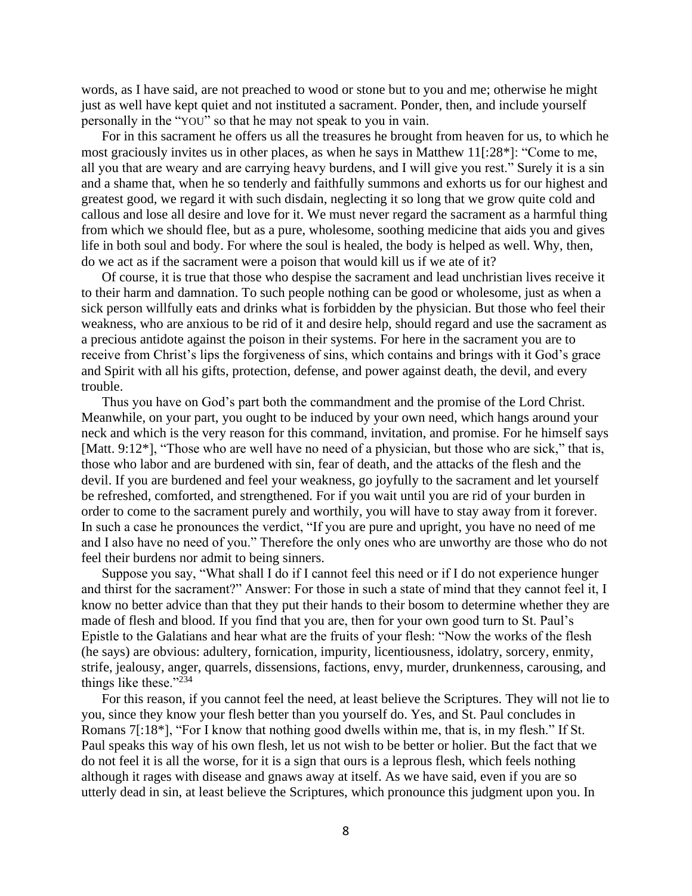words, as I have said, are not preached to wood or stone but to you and me; otherwise he might just as well have kept quiet and not instituted a sacrament. Ponder, then, and include yourself personally in the "YOU" so that he may not speak to you in vain.

For in this sacrament he offers us all the treasures he brought from heaven for us, to which he most graciously invites us in other places, as when he says in Matthew 11[:28*]: "Come to me, all you that are weary and are carrying heavy burdens, and I will give you rest." Surely it is a sin and a shame that, when he so tenderly and faithfully summons and exhorts us for our highest and greatest good, we regard it with such disdain, neglecting it so long that we grow quite cold and callous and lose all desire and love for it. We must never regard the sacrament as a harmful thing from which we should flee, but as a pure, wholesome, soothing medicine that aids you and gives life in both soul and body. For where the soul is healed, the body is helped as well. Why, then, do we act as if the sacrament were a poison that would kill us if we ate of it?

Of course, it is true that those who despise the sacrament and lead unchristian lives receive it to their harm and damnation. To such people nothing can be good or wholesome, just as when a sick person willfully eats and drinks what is forbidden by the physician. But those who feel their weakness, who are anxious to be rid of it and desire help, should regard and use the sacrament as a precious antidote against the poison in their systems. For here in the sacrament you are to receive from Christ's lips the forgiveness of sins, which contains and brings with it God's grace and Spirit with all his gifts, protection, defense, and power against death, the devil, and every trouble.

Thus you have on God's part both the commandment and the promise of the Lord Christ. Meanwhile, on your part, you ought to be induced by your own need, which hangs around your neck and which is the very reason for this command, invitation, and promise. For he himself says [Matt. 9:12*], "Those who are well have no need of a physician, but those who are sick," that is, those who labor and are burdened with sin, fear of death, and the attacks of the flesh and the devil. If you are burdened and feel your weakness, go joyfully to the sacrament and let yourself be refreshed, comforted, and strengthened. For if you wait until you are rid of your burden in order to come to the sacrament purely and worthily, you will have to stay away from it forever. In such a case he pronounces the verdict, "If you are pure and upright, you have no need of me and I also have no need of you." Therefore the only ones who are unworthy are those who do not feel their burdens nor admit to being sinners.

Suppose you say, "What shall I do if I cannot feel this need or if I do not experience hunger and thirst for the sacrament?" Answer: For those in such a state of mind that they cannot feel it, I know no better advice than that they put their hands to their bosom to determine whether they are made of flesh and blood. If you find that you are, then for your own good turn to St. Paul's Epistle to the Galatians and hear what are the fruits of your flesh: "Now the works of the flesh (he says) are obvious: adultery, fornication, impurity, licentiousness, idolatry, sorcery, enmity, strife, jealousy, anger, quarrels, dissensions, factions, envy, murder, drunkenness, carousing, and things like these."[234]

For this reason, if you cannot feel the need, at least believe the Scriptures. They will not lie to you, since they know your flesh better than you yourself do. Yes, and St. Paul concludes in Romans 7[:18*], "For I know that nothing good dwells within me, that is, in my flesh." If St. Paul speaks this way of his own flesh, let us not wish to be better or holier. But the fact that we do not feel it is all the worse, for it is a sign that ours is a leprous flesh, which feels nothing although it rages with disease and gnaws away at itself. As we have said, even if you are so utterly dead in sin, at least believe the Scriptures, which pronounce this judgment upon you. In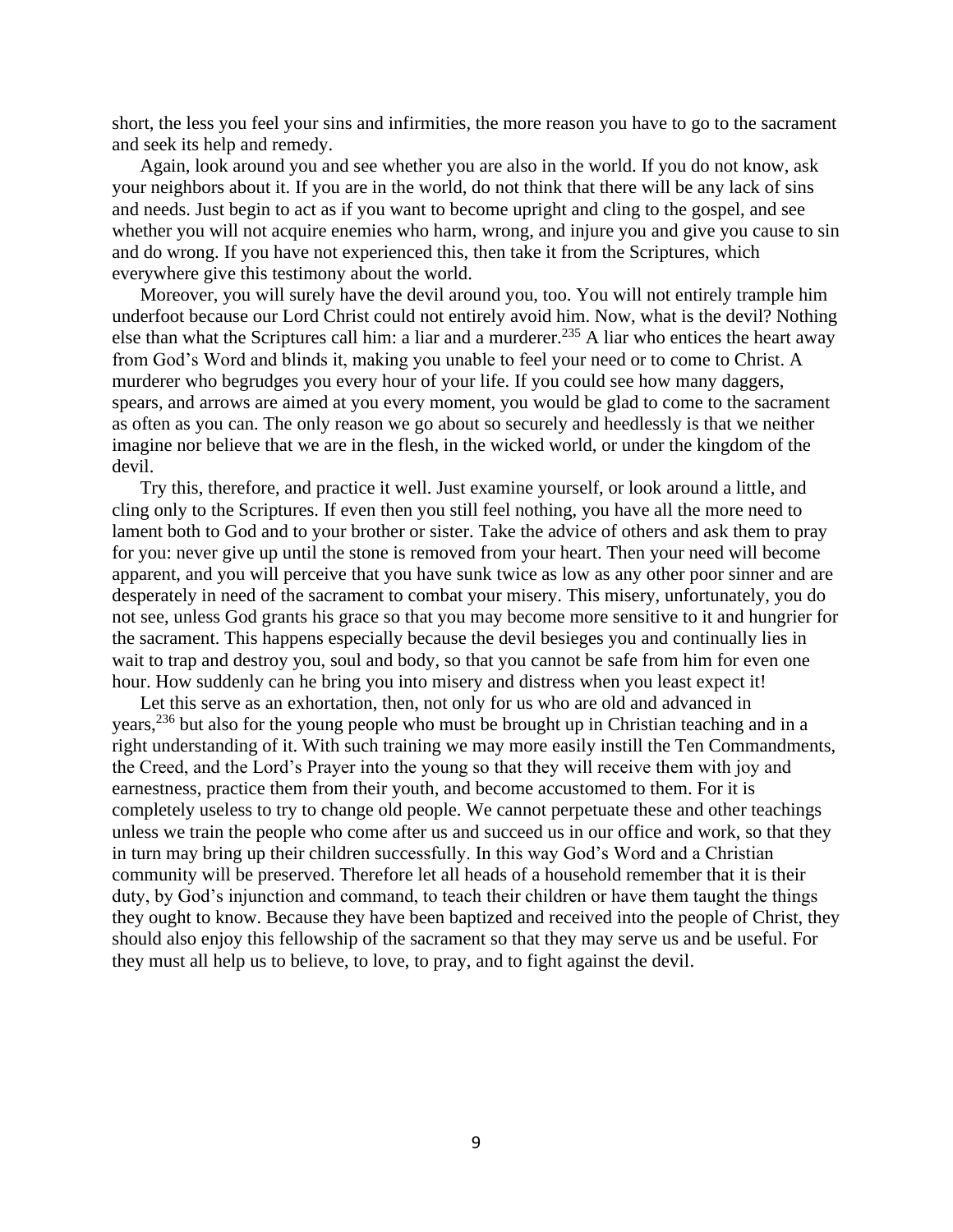short, the less you feel your sins and infirmities, the more reason you have to go to the sacrament and seek its help and remedy.

Again, look around you and see whether you are also in the world. If you do not know, ask your neighbors about it. If you are in the world, do not think that there will be any lack of sins and needs. Just begin to act as if you want to become upright and cling to the gospel, and see whether you will not acquire enemies who harm, wrong, and injure you and give you cause to sin and do wrong. If you have not experienced this, then take it from the Scriptures, which everywhere give this testimony about the world.

Moreover, you will surely have the devil around you, too. You will not entirely trample him underfoot because our Lord Christ could not entirely avoid him. Now, what is the devil? Nothing else than what the Scriptures call him: a liar and a murderer.[235] A liar who entices the heart away from God's Word and blinds it, making you unable to feel your need or to come to Christ. A murderer who begrudges you every hour of your life. If you could see how many daggers, spears, and arrows are aimed at you every moment, you would be glad to come to the sacrament as often as you can. The only reason we go about so securely and heedlessly is that we neither imagine nor believe that we are in the flesh, in the wicked world, or under the kingdom of the devil.

Try this, therefore, and practice it well. Just examine yourself, or look around a little, and cling only to the Scriptures. If even then you still feel nothing, you have all the more need to lament both to God and to your brother or sister. Take the advice of others and ask them to pray for you: never give up until the stone is removed from your heart. Then your need will become apparent, and you will perceive that you have sunk twice as low as any other poor sinner and are desperately in need of the sacrament to combat your misery. This misery, unfortunately, you do not see, unless God grants his grace so that you may become more sensitive to it and hungrier for the sacrament. This happens especially because the devil besieges you and continually lies in wait to trap and destroy you, soul and body, so that you cannot be safe from him for even one hour. How suddenly can he bring you into misery and distress when you least expect it!

Let this serve as an exhortation, then, not only for us who are old and advanced in years,[236] but also for the young people who must be brought up in Christian teaching and in a right understanding of it. With such training we may more easily instill the Ten Commandments, the Creed, and the Lord's Prayer into the young so that they will receive them with joy and earnestness, practice them from their youth, and become accustomed to them. For it is completely useless to try to change old people. We cannot perpetuate these and other teachings unless we train the people who come after us and succeed us in our office and work, so that they in turn may bring up their children successfully. In this way God's Word and a Christian community will be preserved. Therefore let all heads of a household remember that it is their duty, by God's injunction and command, to teach their children or have them taught the things they ought to know. Because they have been baptized and received into the people of Christ, they should also enjoy this fellowship of the sacrament so that they may serve us and be useful. For they must all help us to believe, to love, to pray, and to fight against the devil.